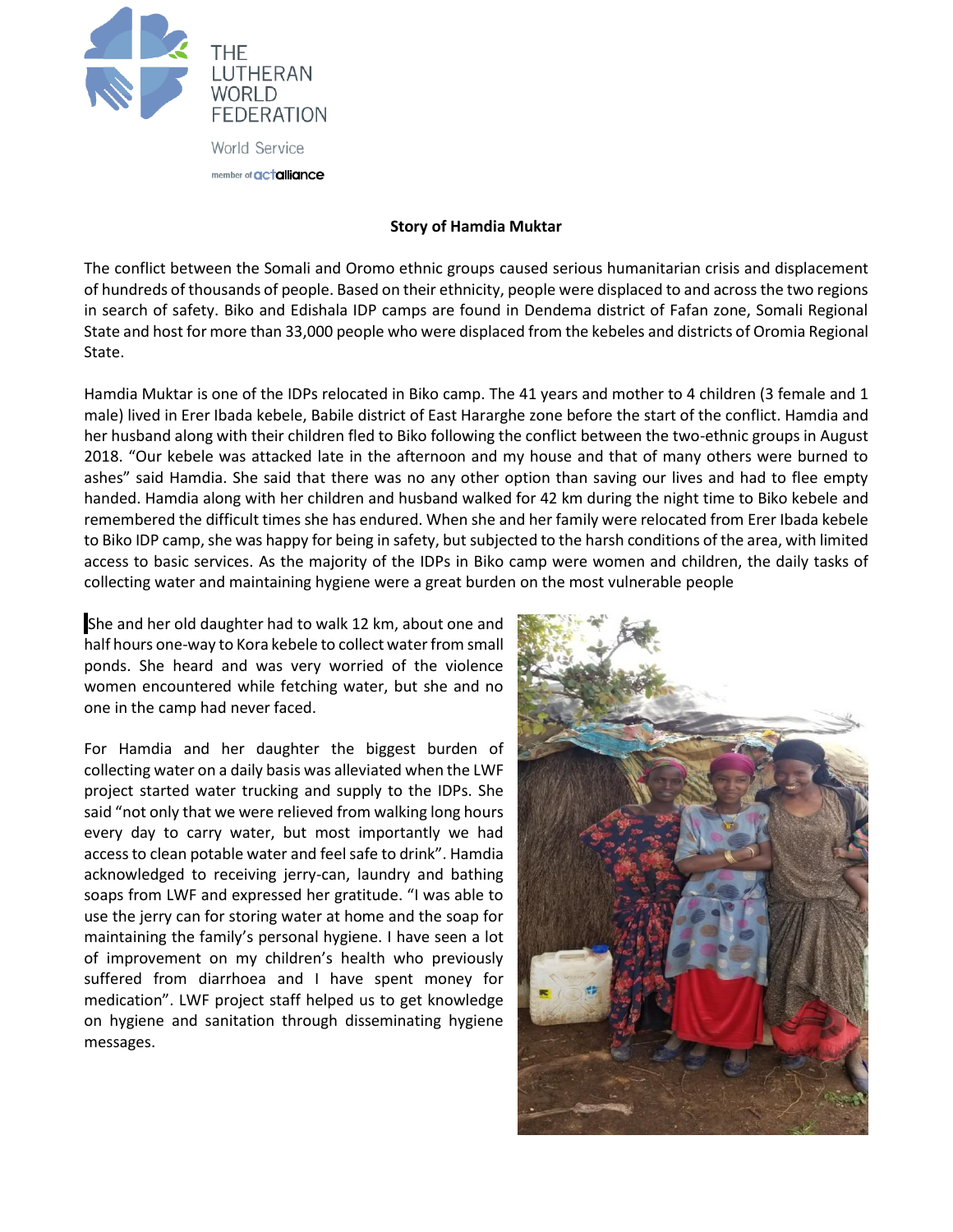THE LUTHERAN WORLD FEDERATION

World Service

member of actalliance

**Story of Hamdia Muktar**

The conflict between the Somali and Oromo ethnic groups caused serious humanitarian crisis and displacement of hundreds of thousands of people. Based on their ethnicity, people were displaced to and across the two regions in search of safety. Biko and Edishala IDP camps are found in Dendema district of Fafan zone, Somali Regional State and host for more than 33,000 people who were displaced from the kebeles and districts of Oromia Regional State.

Hamdia Muktar is one of the IDPs relocated in Biko camp. The 41 years and mother to 4 children (3 female and 1 male) lived in Erer Ibada kebele, Babile district of East Hararghe zone before the start of the conflict. Hamdia and her husband along with their children fled to Biko following the conflict between the two-ethnic groups in August 2018. "Our kebele was attacked late in the afternoon and my house and that of many others were burned to ashes" said Hamdia. She said that there was no any other option than saving our lives and had to flee empty handed. Hamdia along with her children and husband walked for 42 km during the night time to Biko kebele and remembered the difficult times she has endured. When she and her family were relocated from Erer Ibada kebele to Biko IDP camp, she was happy for being in safety, but subjected to the harsh conditions of the area, with limited access to basic services. As the majority of the IDPs in Biko camp were women and children, the daily tasks of collecting water and maintaining hygiene were a great burden on the most vulnerable people

She and her old daughter had to walk 12 km, about one and half hours one-way to Kora kebele to collect water from small ponds. She heard and was very worried of the violence women encountered while fetching water, but she and no one in the camp had never faced.

For Hamdia and her daughter the biggest burden of collecting water on a daily basis was alleviated when the LWF project started water trucking and supply to the IDPs. She said "not only that we were relieved from walking long hours every day to carry water, but most importantly we had access to clean potable water and feel safe to drink". Hamdia acknowledged to receiving jerry-can, laundry and bathing soaps from LWF and expressed her gratitude. "I was able to use the jerry can for storing water at home and the soap for maintaining the family's personal hygiene. I have seen a lot of improvement on my children's health who previously suffered from diarrhoea and I have spent money for medication". LWF project staff helped us to get knowledge on hygiene and sanitation through disseminating hygiene messages.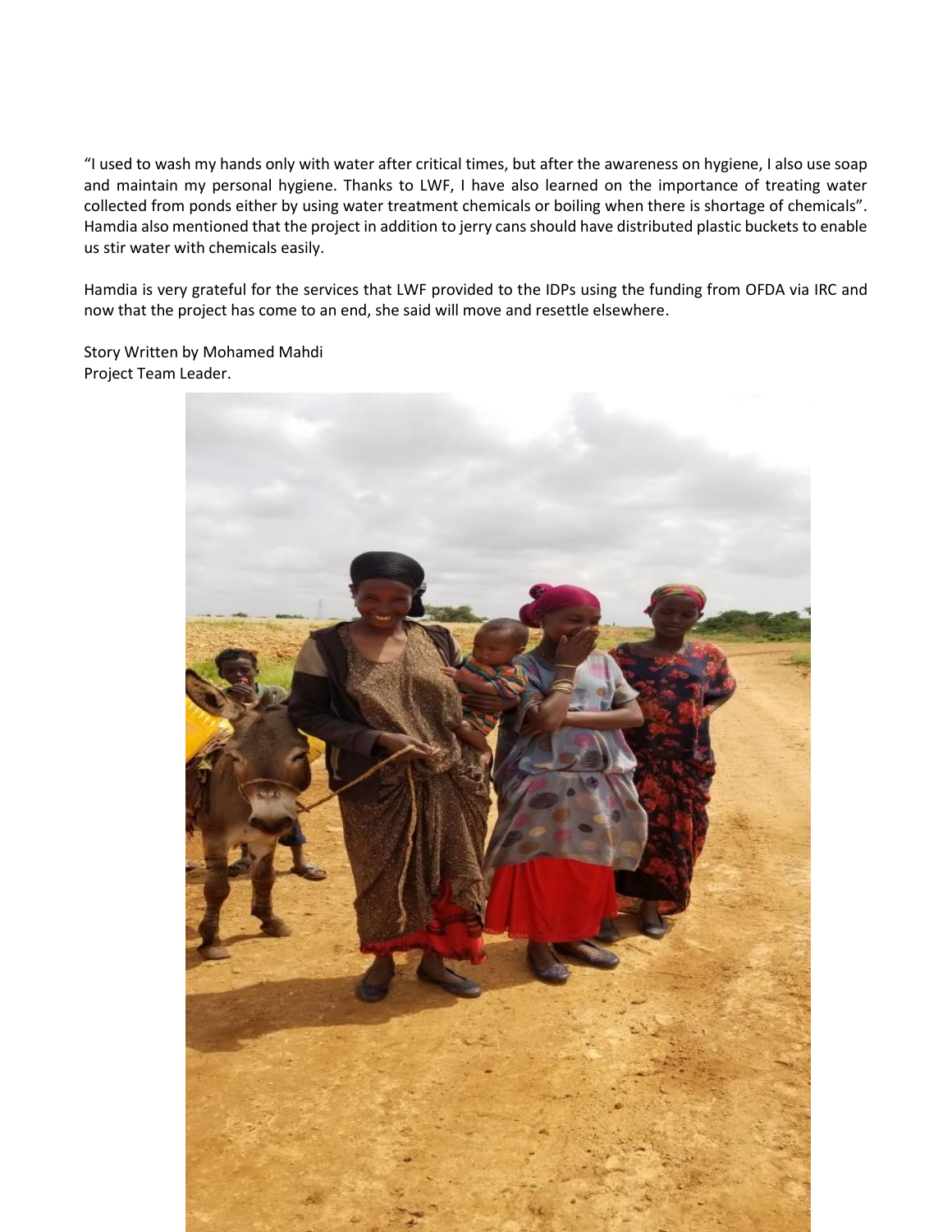"I used to wash my hands only with water after critical times, but after the awareness on hygiene, I also use soap and maintain my personal hygiene. Thanks to LWF, I have also learned on the importance of treating water collected from ponds either by using water treatment chemicals or boiling when there is shortage of chemicals". Hamdia also mentioned that the project in addition to jerry cans should have distributed plastic buckets to enable us stir water with chemicals easily.

Hamdia is very grateful for the services that LWF provided to the IDPs using the funding from OFDA via IRC and now that the project has come to an end, she said will move and resettle elsewhere.

Story Written by Mohamed Mahdi
Project Team Leader.